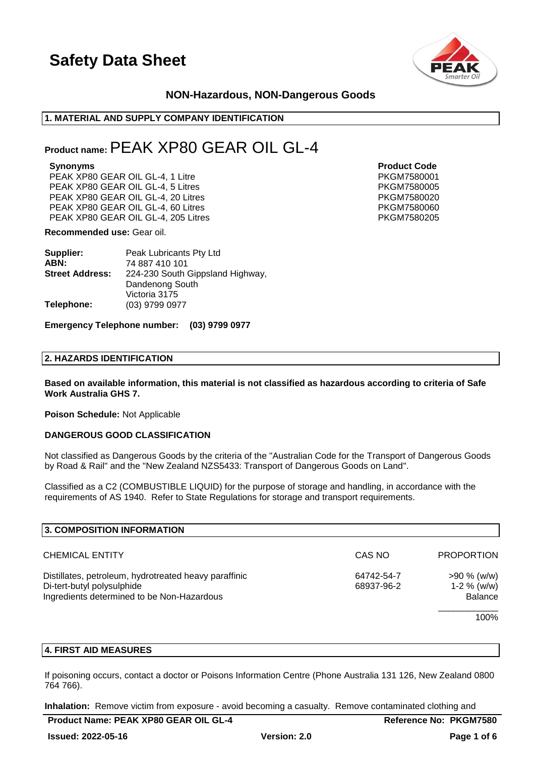# Safety Data Sheet

**NON-Hazardous, NON-Dangerous Goods**

## 1. MATERIAL AND SUPPLY COMPANY IDENTIFICATION

**Product name:** PEAK XP80 GEAR OIL GL-4

| **Synonyms** | **Product Code** |
|---|---|
| PEAK XP80 GEAR OIL GL-4, 1 Litre | PKGM7580001 |
| PEAK XP80 GEAR OIL GL-4, 5 Litres | PKGM7580005 |
| PEAK XP80 GEAR OIL GL-4, 20 Litres | PKGM7580020 |
| PEAK XP80 GEAR OIL GL-4, 60 Litres | PKGM7580060 |
| PEAK XP80 GEAR OIL GL-4, 205 Litres | PKGM7580205 |

**Recommended use:** Gear oil.

**Supplier:** Peak Lubricants Pty Ltd
**ABN:** 74 887 410 101
**Street Address:** 224-230 South Gippsland Highway, Dandenong South Victoria 3175
**Telephone:** (03) 9799 0977

**Emergency Telephone number: (03) 9799 0977**

## 2. HAZARDS IDENTIFICATION

**Based on available information, this material is not classified as hazardous according to criteria of Safe Work Australia GHS 7.**

**Poison Schedule:** Not Applicable

**DANGEROUS GOOD CLASSIFICATION**

Not classified as Dangerous Goods by the criteria of the "Australian Code for the Transport of Dangerous Goods by Road & Rail" and the "New Zealand NZS5433: Transport of Dangerous Goods on Land".

Classified as a C2 (COMBUSTIBLE LIQUID) for the purpose of storage and handling, in accordance with the requirements of AS 1940. Refer to State Regulations for storage and transport requirements.

## 3. COMPOSITION INFORMATION

| CHEMICAL ENTITY | CAS NO | PROPORTION |
|---|---|---|
| Distillates, petroleum, hydrotreated heavy paraffinic | 64742-54-7 | >90 % (w/w) |
| Di-tert-butyl polysulphide | 68937-96-2 | 1-2 % (w/w) |
| Ingredients determined to be Non-Hazardous | | Balance |
| | | 100% |

## 4. FIRST AID MEASURES

If poisoning occurs, contact a doctor or Poisons Information Centre (Phone Australia 131 126, New Zealand 0800 764 766).

**Inhalation:** Remove victim from exposure - avoid becoming a casualty. Remove contaminated clothing and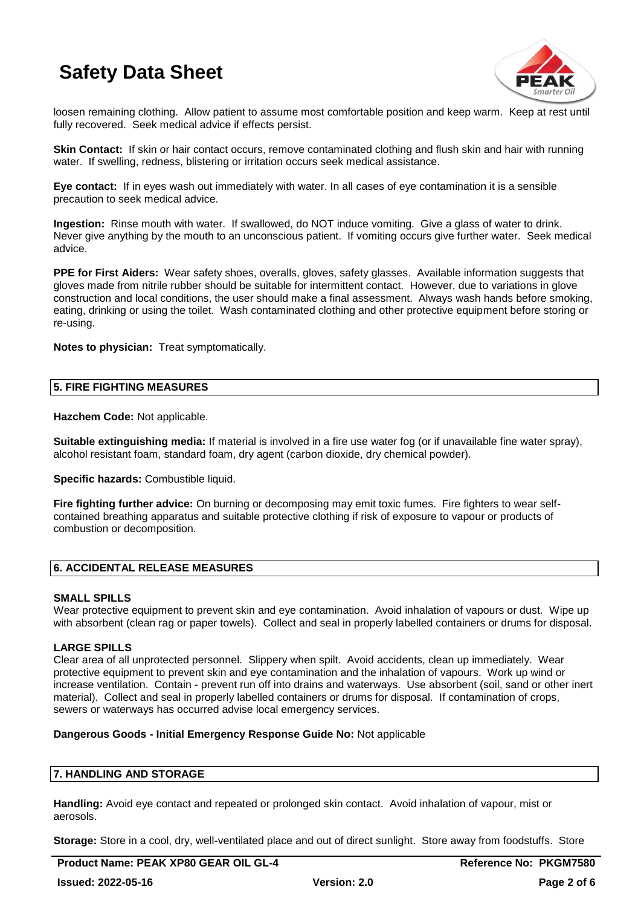loosen remaining clothing. Allow patient to assume most comfortable position and keep warm. Keep at rest until fully recovered. Seek medical advice if effects persist.

**Skin Contact:** If skin or hair contact occurs, remove contaminated clothing and flush skin and hair with running water. If swelling, redness, blistering or irritation occurs seek medical assistance.

**Eye contact:** If in eyes wash out immediately with water. In all cases of eye contamination it is a sensible precaution to seek medical advice.

**Ingestion:** Rinse mouth with water. If swallowed, do NOT induce vomiting. Give a glass of water to drink. Never give anything by the mouth to an unconscious patient. If vomiting occurs give further water. Seek medical advice.

**PPE for First Aiders:** Wear safety shoes, overalls, gloves, safety glasses. Available information suggests that gloves made from nitrile rubber should be suitable for intermittent contact. However, due to variations in glove construction and local conditions, the user should make a final assessment. Always wash hands before smoking, eating, drinking or using the toilet. Wash contaminated clothing and other protective equipment before storing or re-using.

**Notes to physician:** Treat symptomatically.

## 5. FIRE FIGHTING MEASURES

**Hazchem Code:** Not applicable.

**Suitable extinguishing media:** If material is involved in a fire use water fog (or if unavailable fine water spray), alcohol resistant foam, standard foam, dry agent (carbon dioxide, dry chemical powder).

**Specific hazards:** Combustible liquid.

**Fire fighting further advice:** On burning or decomposing may emit toxic fumes. Fire fighters to wear self-contained breathing apparatus and suitable protective clothing if risk of exposure to vapour or products of combustion or decomposition.

## 6. ACCIDENTAL RELEASE MEASURES

**SMALL SPILLS**

Wear protective equipment to prevent skin and eye contamination. Avoid inhalation of vapours or dust. Wipe up with absorbent (clean rag or paper towels). Collect and seal in properly labelled containers or drums for disposal.

**LARGE SPILLS**

Clear area of all unprotected personnel. Slippery when spilt. Avoid accidents, clean up immediately. Wear protective equipment to prevent skin and eye contamination and the inhalation of vapours. Work up wind or increase ventilation. Contain - prevent run off into drains and waterways. Use absorbent (soil, sand or other inert material). Collect and seal in properly labelled containers or drums for disposal. If contamination of crops, sewers or waterways has occurred advise local emergency services.

**Dangerous Goods - Initial Emergency Response Guide No:** Not applicable

## 7. HANDLING AND STORAGE

**Handling:** Avoid eye contact and repeated or prolonged skin contact. Avoid inhalation of vapour, mist or aerosols.

**Storage:** Store in a cool, dry, well-ventilated place and out of direct sunlight. Store away from foodstuffs. Store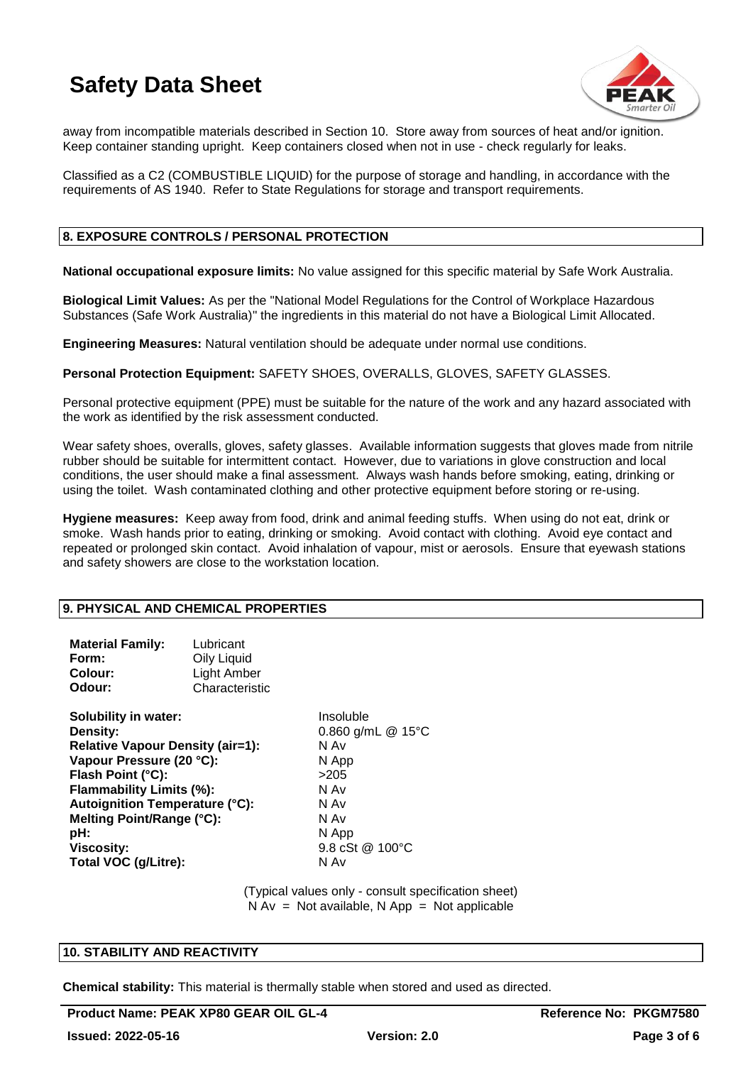away from incompatible materials described in Section 10. Store away from sources of heat and/or ignition. Keep container standing upright. Keep containers closed when not in use - check regularly for leaks.

Classified as a C2 (COMBUSTIBLE LIQUID) for the purpose of storage and handling, in accordance with the requirements of AS 1940. Refer to State Regulations for storage and transport requirements.

## 8. EXPOSURE CONTROLS / PERSONAL PROTECTION

**National occupational exposure limits:** No value assigned for this specific material by Safe Work Australia.

**Biological Limit Values:** As per the "National Model Regulations for the Control of Workplace Hazardous Substances (Safe Work Australia)" the ingredients in this material do not have a Biological Limit Allocated.

**Engineering Measures:** Natural ventilation should be adequate under normal use conditions.

**Personal Protection Equipment:** SAFETY SHOES, OVERALLS, GLOVES, SAFETY GLASSES.

Personal protective equipment (PPE) must be suitable for the nature of the work and any hazard associated with the work as identified by the risk assessment conducted.

Wear safety shoes, overalls, gloves, safety glasses. Available information suggests that gloves made from nitrile rubber should be suitable for intermittent contact. However, due to variations in glove construction and local conditions, the user should make a final assessment. Always wash hands before smoking, eating, drinking or using the toilet. Wash contaminated clothing and other protective equipment before storing or re-using.

**Hygiene measures:** Keep away from food, drink and animal feeding stuffs. When using do not eat, drink or smoke. Wash hands prior to eating, drinking or smoking. Avoid contact with clothing. Avoid eye contact and repeated or prolonged skin contact. Avoid inhalation of vapour, mist or aerosols. Ensure that eyewash stations and safety showers are close to the workstation location.

## 9. PHYSICAL AND CHEMICAL PROPERTIES

| | |
|---|---|
| **Material Family:** | Lubricant |
| **Form:** | Oily Liquid |
| **Colour:** | Light Amber |
| **Odour:** | Characteristic |

| | |
|---|---|
| **Solubility in water:** | Insoluble |
| **Density:** | 0.860 g/mL @ 15°C |
| **Relative Vapour Density (air=1):** | N Av |
| **Vapour Pressure (20 °C):** | N App |
| **Flash Point (°C):** | >205 |
| **Flammability Limits (%):** | N Av |
| **Autoignition Temperature (°C):** | N Av |
| **Melting Point/Range (°C):** | N Av |
| **pH:** | N App |
| **Viscosity:** | 9.8 cSt @ 100°C |
| **Total VOC (g/Litre):** | N Av |

(Typical values only - consult specification sheet)
N Av = Not available, N App = Not applicable

## 10. STABILITY AND REACTIVITY

**Chemical stability:** This material is thermally stable when stored and used as directed.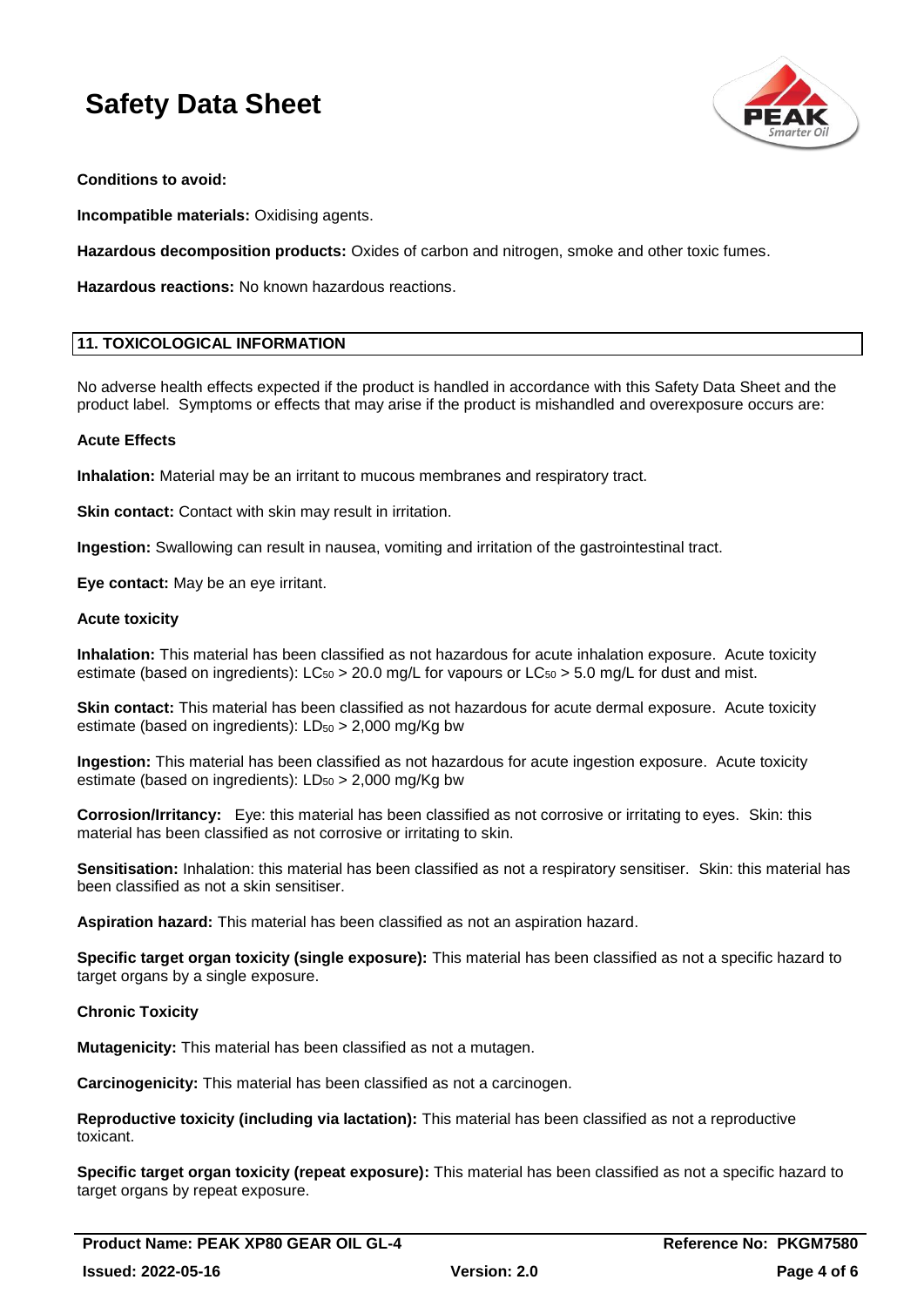**Conditions to avoid:**

**Incompatible materials:** Oxidising agents.

**Hazardous decomposition products:** Oxides of carbon and nitrogen, smoke and other toxic fumes.

**Hazardous reactions:** No known hazardous reactions.

## 11. TOXICOLOGICAL INFORMATION

No adverse health effects expected if the product is handled in accordance with this Safety Data Sheet and the product label. Symptoms or effects that may arise if the product is mishandled and overexposure occurs are:

### Acute Effects

**Inhalation:** Material may be an irritant to mucous membranes and respiratory tract.

**Skin contact:** Contact with skin may result in irritation.

**Ingestion:** Swallowing can result in nausea, vomiting and irritation of the gastrointestinal tract.

**Eye contact:** May be an eye irritant.

### Acute toxicity

**Inhalation:** This material has been classified as not hazardous for acute inhalation exposure. Acute toxicity estimate (based on ingredients): $LC_{50}$ > 20.0 mg/L for vapours or $LC_{50}$ > 5.0 mg/L for dust and mist.

**Skin contact:** This material has been classified as not hazardous for acute dermal exposure. Acute toxicity estimate (based on ingredients): $LD_{50}$ > 2,000 mg/Kg bw

**Ingestion:** This material has been classified as not hazardous for acute ingestion exposure. Acute toxicity estimate (based on ingredients): $LD_{50}$ > 2,000 mg/Kg bw

**Corrosion/Irritancy:** Eye: this material has been classified as not corrosive or irritating to eyes. Skin: this material has been classified as not corrosive or irritating to skin.

**Sensitisation:** Inhalation: this material has been classified as not a respiratory sensitiser. Skin: this material has been classified as not a skin sensitiser.

**Aspiration hazard:** This material has been classified as not an aspiration hazard.

**Specific target organ toxicity (single exposure):** This material has been classified as not a specific hazard to target organs by a single exposure.

### Chronic Toxicity

**Mutagenicity:** This material has been classified as not a mutagen.

**Carcinogenicity:** This material has been classified as not a carcinogen.

**Reproductive toxicity (including via lactation):** This material has been classified as not a reproductive toxicant.

**Specific target organ toxicity (repeat exposure):** This material has been classified as not a specific hazard to target organs by repeat exposure.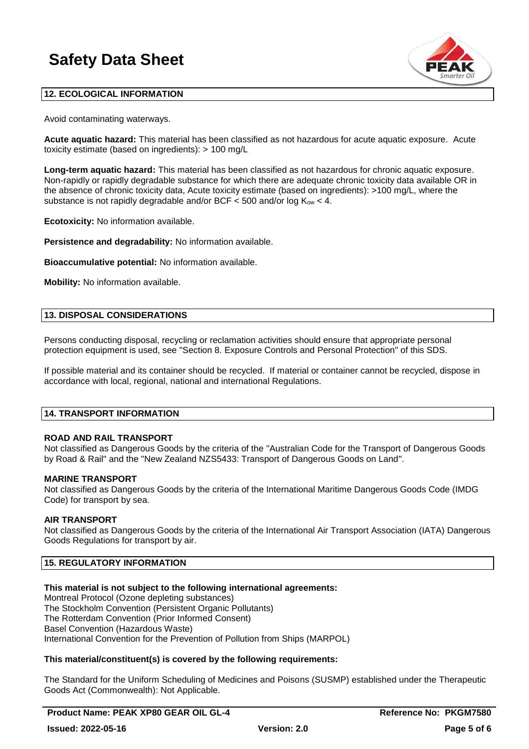## 12. ECOLOGICAL INFORMATION

Avoid contaminating waterways.

**Acute aquatic hazard:** This material has been classified as not hazardous for acute aquatic exposure. Acute toxicity estimate (based on ingredients): > 100 mg/L

**Long-term aquatic hazard:** This material has been classified as not hazardous for chronic aquatic exposure. Non-rapidly or rapidly degradable substance for which there are adequate chronic toxicity data available OR in the absence of chronic toxicity data, Acute toxicity estimate (based on ingredients): >100 mg/L, where the substance is not rapidly degradable and/or BCF < 500 and/or log $K_{ow}$ < 4.

**Ecotoxicity:** No information available.

**Persistence and degradability:** No information available.

**Bioaccumulative potential:** No information available.

**Mobility:** No information available.

## 13. DISPOSAL CONSIDERATIONS

Persons conducting disposal, recycling or reclamation activities should ensure that appropriate personal protection equipment is used, see "Section 8. Exposure Controls and Personal Protection" of this SDS.

If possible material and its container should be recycled. If material or container cannot be recycled, dispose in accordance with local, regional, national and international Regulations.

## 14. TRANSPORT INFORMATION

### ROAD AND RAIL TRANSPORT

Not classified as Dangerous Goods by the criteria of the "Australian Code for the Transport of Dangerous Goods by Road & Rail" and the "New Zealand NZS5433: Transport of Dangerous Goods on Land".

### MARINE TRANSPORT

Not classified as Dangerous Goods by the criteria of the International Maritime Dangerous Goods Code (IMDG Code) for transport by sea.

### AIR TRANSPORT

Not classified as Dangerous Goods by the criteria of the International Air Transport Association (IATA) Dangerous Goods Regulations for transport by air.

## 15. REGULATORY INFORMATION

**This material is not subject to the following international agreements:**

Montreal Protocol (Ozone depleting substances)
The Stockholm Convention (Persistent Organic Pollutants)
The Rotterdam Convention (Prior Informed Consent)
Basel Convention (Hazardous Waste)
International Convention for the Prevention of Pollution from Ships (MARPOL)

**This material/constituent(s) is covered by the following requirements:**

The Standard for the Uniform Scheduling of Medicines and Poisons (SUSMP) established under the Therapeutic Goods Act (Commonwealth): Not Applicable.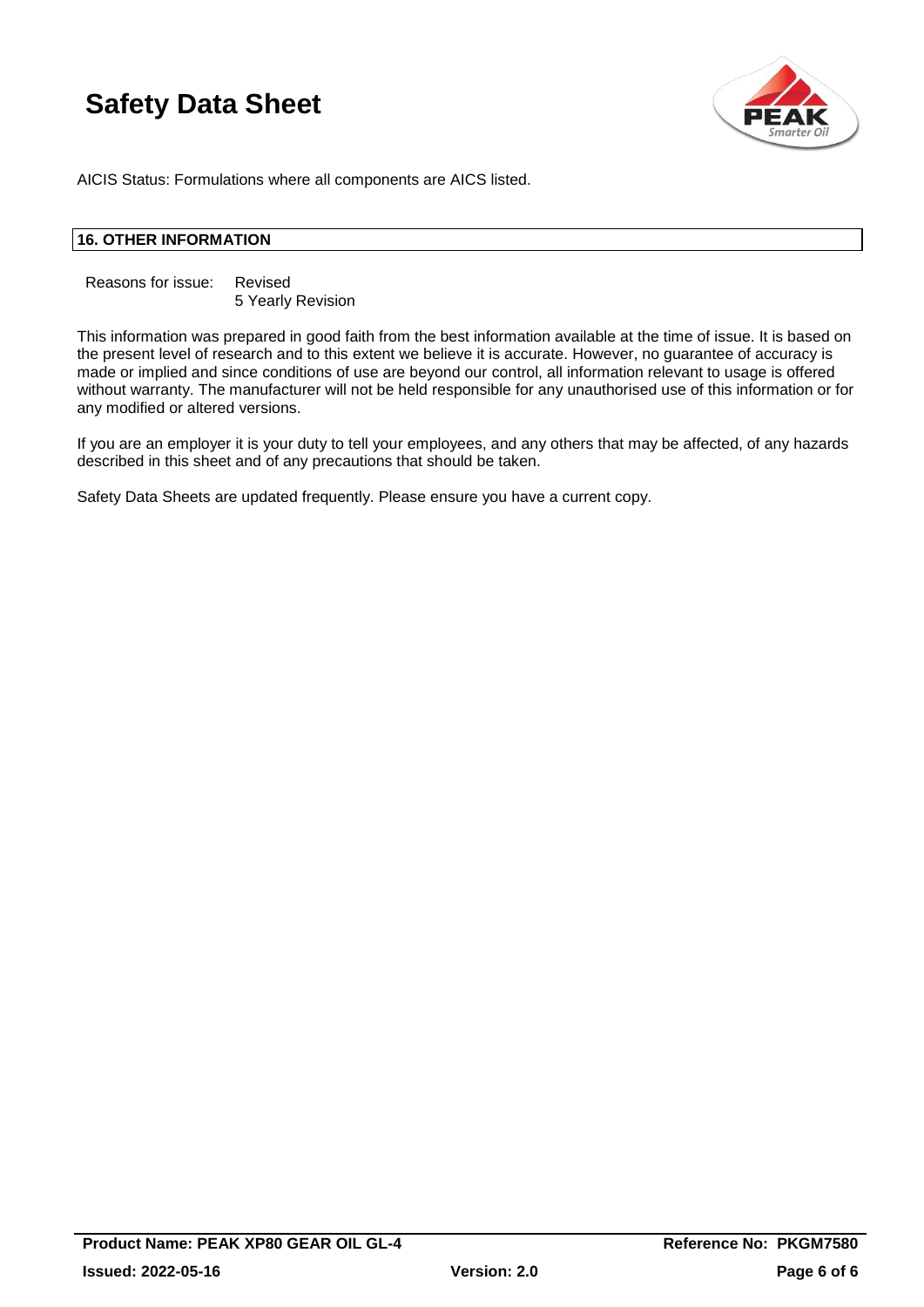AICIS Status: Formulations where all components are AICS listed.

## 16. OTHER INFORMATION

Reasons for issue: Revised
5 Yearly Revision

This information was prepared in good faith from the best information available at the time of issue. It is based on the present level of research and to this extent we believe it is accurate. However, no guarantee of accuracy is made or implied and since conditions of use are beyond our control, all information relevant to usage is offered without warranty. The manufacturer will not be held responsible for any unauthorised use of this information or for any modified or altered versions.

If you are an employer it is your duty to tell your employees, and any others that may be affected, of any hazards described in this sheet and of any precautions that should be taken.

Safety Data Sheets are updated frequently. Please ensure you have a current copy.